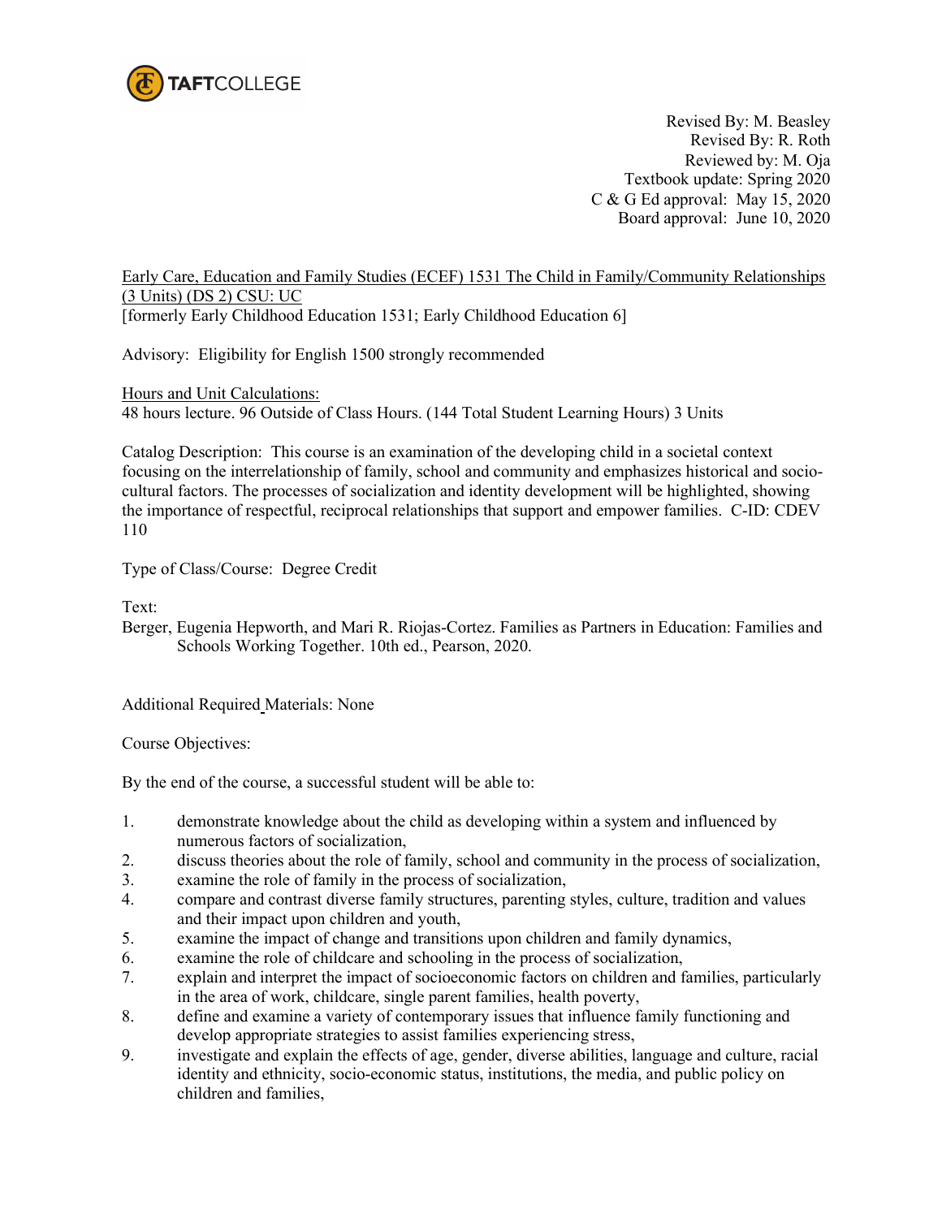TAFTCOLLEGE

Revised By: M. Beasley
Revised By: R. Roth
Reviewed by: M. Oja
Textbook update: Spring 2020
C & G Ed approval: May 15, 2020
Board approval: June 10, 2020

Early Care, Education and Family Studies (ECEF) 1531 The Child in Family/Community Relationships (3 Units) (DS 2) CSU: UC
[formerly Early Childhood Education 1531; Early Childhood Education 6]

Advisory: Eligibility for English 1500 strongly recommended

Hours and Unit Calculations:
48 hours lecture. 96 Outside of Class Hours. (144 Total Student Learning Hours) 3 Units

Catalog Description: This course is an examination of the developing child in a societal context focusing on the interrelationship of family, school and community and emphasizes historical and socio-cultural factors. The processes of socialization and identity development will be highlighted, showing the importance of respectful, reciprocal relationships that support and empower families. C-ID: CDEV 110

Type of Class/Course: Degree Credit

Text:
Berger, Eugenia Hepworth, and Mari R. Riojas-Cortez. Families as Partners in Education: Families and Schools Working Together. 10th ed., Pearson, 2020.

Additional Required Materials: None

Course Objectives:

By the end of the course, a successful student will be able to:

1. demonstrate knowledge about the child as developing within a system and influenced by numerous factors of socialization,
2. discuss theories about the role of family, school and community in the process of socialization,
3. examine the role of family in the process of socialization,
4. compare and contrast diverse family structures, parenting styles, culture, tradition and values and their impact upon children and youth,
5. examine the impact of change and transitions upon children and family dynamics,
6. examine the role of childcare and schooling in the process of socialization,
7. explain and interpret the impact of socioeconomic factors on children and families, particularly in the area of work, childcare, single parent families, health poverty,
8. define and examine a variety of contemporary issues that influence family functioning and develop appropriate strategies to assist families experiencing stress,
9. investigate and explain the effects of age, gender, diverse abilities, language and culture, racial identity and ethnicity, socio-economic status, institutions, the media, and public policy on children and families,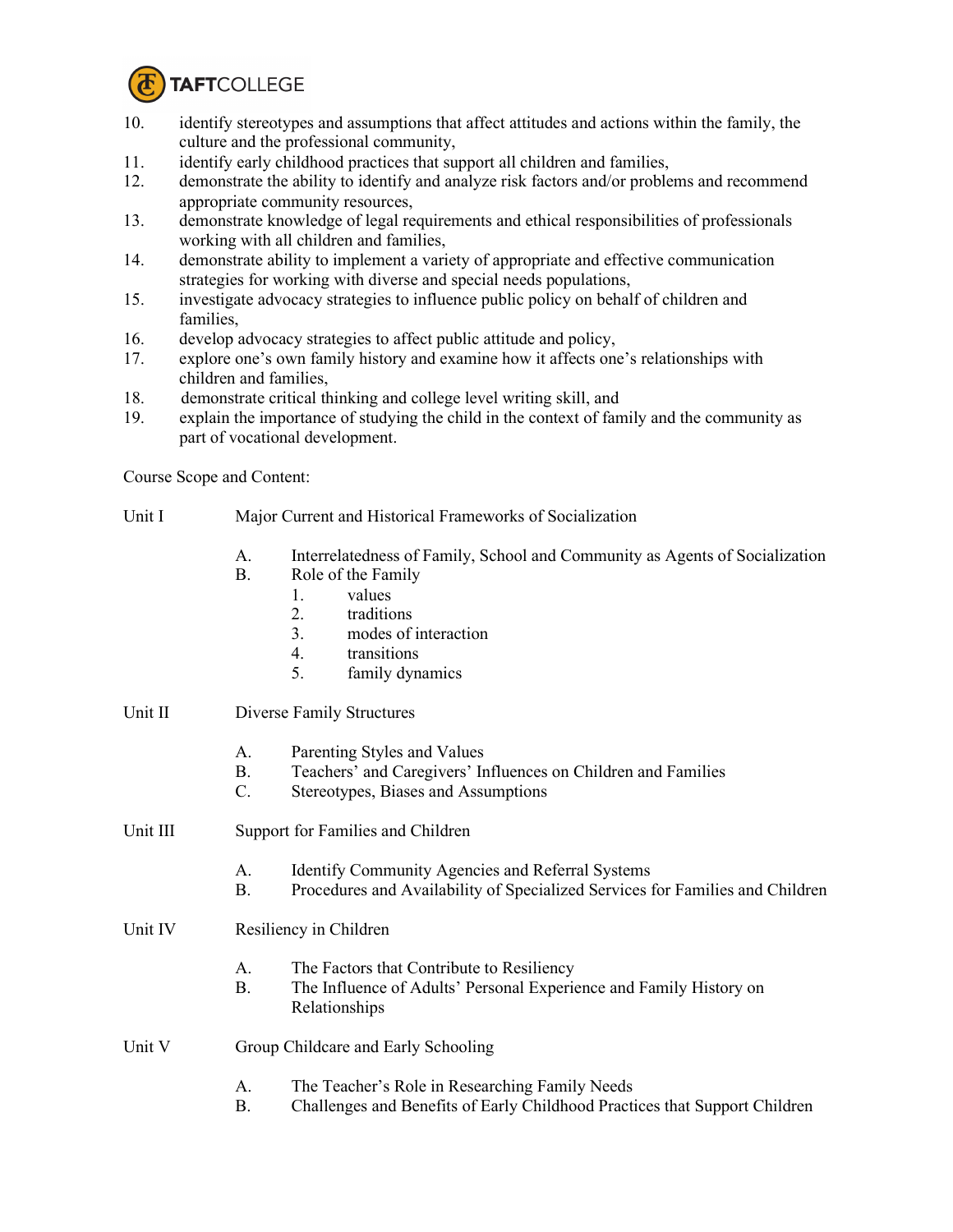10. identify stereotypes and assumptions that affect attitudes and actions within the family, the culture and the professional community,
11. identify early childhood practices that support all children and families,
12. demonstrate the ability to identify and analyze risk factors and/or problems and recommend appropriate community resources,
13. demonstrate knowledge of legal requirements and ethical responsibilities of professionals working with all children and families,
14. demonstrate ability to implement a variety of appropriate and effective communication strategies for working with diverse and special needs populations,
15. investigate advocacy strategies to influence public policy on behalf of children and families,
16. develop advocacy strategies to affect public attitude and policy,
17. explore one's own family history and examine how it affects one's relationships with children and families,
18. demonstrate critical thinking and college level writing skill, and
19. explain the importance of studying the child in the context of family and the community as part of vocational development.

Course Scope and Content:

Unit I Major Current and Historical Frameworks of Socialization

- A. Interrelatedness of Family, School and Community as Agents of Socialization
- B. Role of the Family
  1. values
  2. traditions
  3. modes of interaction
  4. transitions
  5. family dynamics

Unit II Diverse Family Structures

- A. Parenting Styles and Values
- B. Teachers' and Caregivers' Influences on Children and Families
- C. Stereotypes, Biases and Assumptions

Unit III Support for Families and Children

- A. Identify Community Agencies and Referral Systems
- B. Procedures and Availability of Specialized Services for Families and Children

Unit IV Resiliency in Children

- A. The Factors that Contribute to Resiliency
- B. The Influence of Adults' Personal Experience and Family History on Relationships

Unit V Group Childcare and Early Schooling

- A. The Teacher's Role in Researching Family Needs
- B. Challenges and Benefits of Early Childhood Practices that Support Children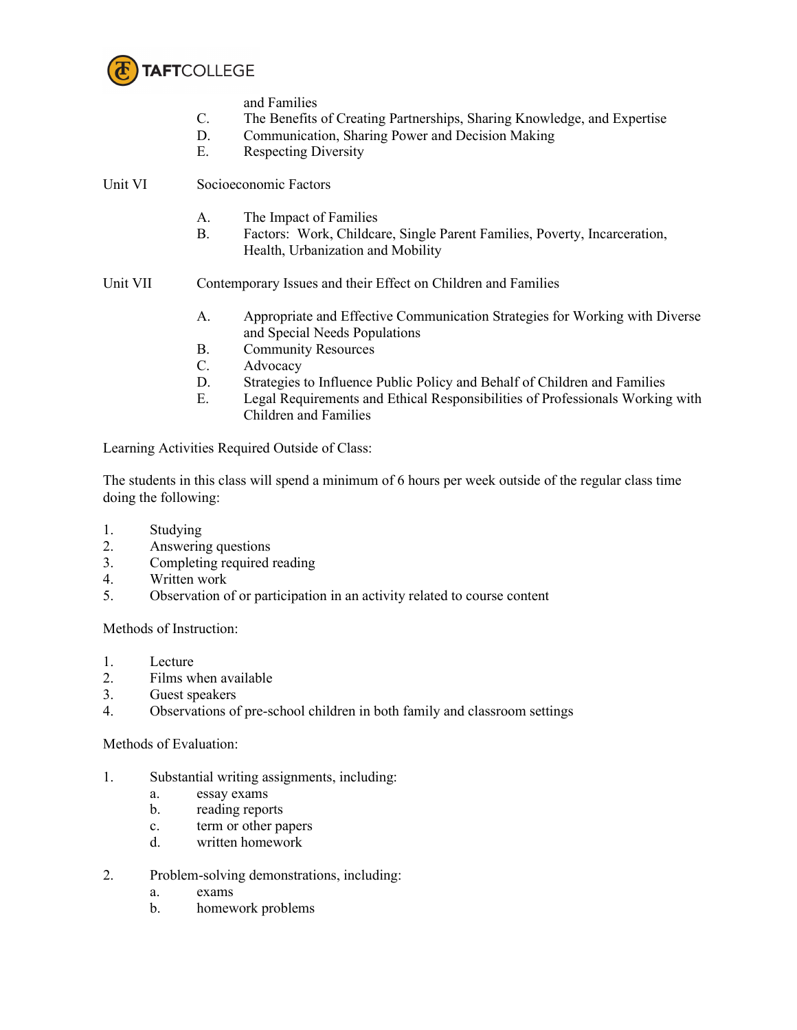and Families

C. The Benefits of Creating Partnerships, Sharing Knowledge, and Expertise

D. Communication, Sharing Power and Decision Making

E. Respecting Diversity

Unit VI Socioeconomic Factors

A. The Impact of Families

B. Factors: Work, Childcare, Single Parent Families, Poverty, Incarceration, Health, Urbanization and Mobility

Unit VII Contemporary Issues and their Effect on Children and Families

A. Appropriate and Effective Communication Strategies for Working with Diverse and Special Needs Populations

B. Community Resources

C. Advocacy

D. Strategies to Influence Public Policy and Behalf of Children and Families

E. Legal Requirements and Ethical Responsibilities of Professionals Working with Children and Families

Learning Activities Required Outside of Class:

The students in this class will spend a minimum of 6 hours per week outside of the regular class time doing the following:

1. Studying
2. Answering questions
3. Completing required reading
4. Written work
5. Observation of or participation in an activity related to course content

Methods of Instruction:

1. Lecture
2. Films when available
3. Guest speakers
4. Observations of pre-school children in both family and classroom settings

Methods of Evaluation:

1. Substantial writing assignments, including:
   a. essay exams
   b. reading reports
   c. term or other papers
   d. written homework

2. Problem-solving demonstrations, including:
   a. exams
   b. homework problems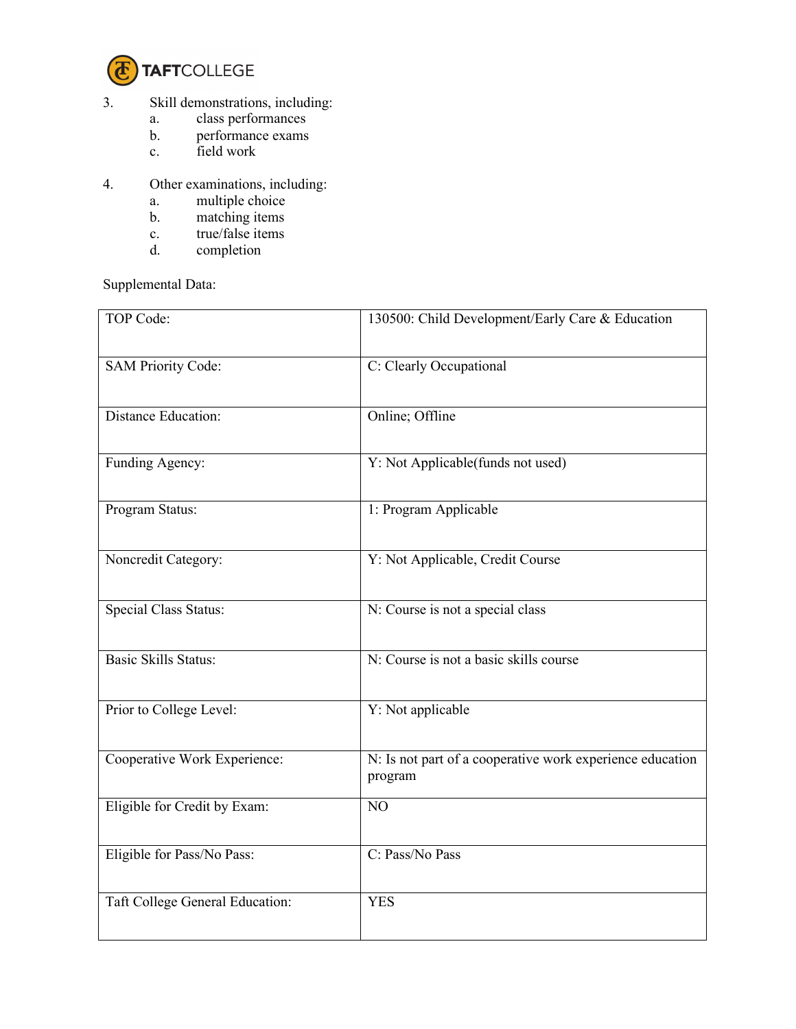3. Skill demonstrations, including:
   a. class performances
   b. performance exams
   c. field work

4. Other examinations, including:
   a. multiple choice
   b. matching items
   c. true/false items
   d. completion

Supplemental Data:

| | |
|---|---|
| TOP Code: | 130500: Child Development/Early Care & Education |
| SAM Priority Code: | C: Clearly Occupational |
| Distance Education: | Online; Offline |
| Funding Agency: | Y: Not Applicable(funds not used) |
| Program Status: | 1: Program Applicable |
| Noncredit Category: | Y: Not Applicable, Credit Course |
| Special Class Status: | N: Course is not a special class |
| Basic Skills Status: | N: Course is not a basic skills course |
| Prior to College Level: | Y: Not applicable |
| Cooperative Work Experience: | N: Is not part of a cooperative work experience education program |
| Eligible for Credit by Exam: | NO |
| Eligible for Pass/No Pass: | C: Pass/No Pass |
| Taft College General Education: | YES |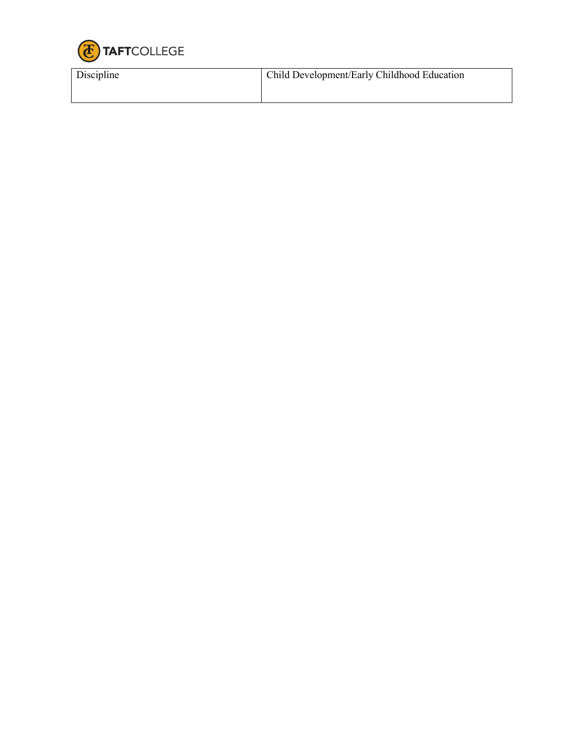| | |
|---|---|
| Discipline | Child Development/Early Childhood Education |